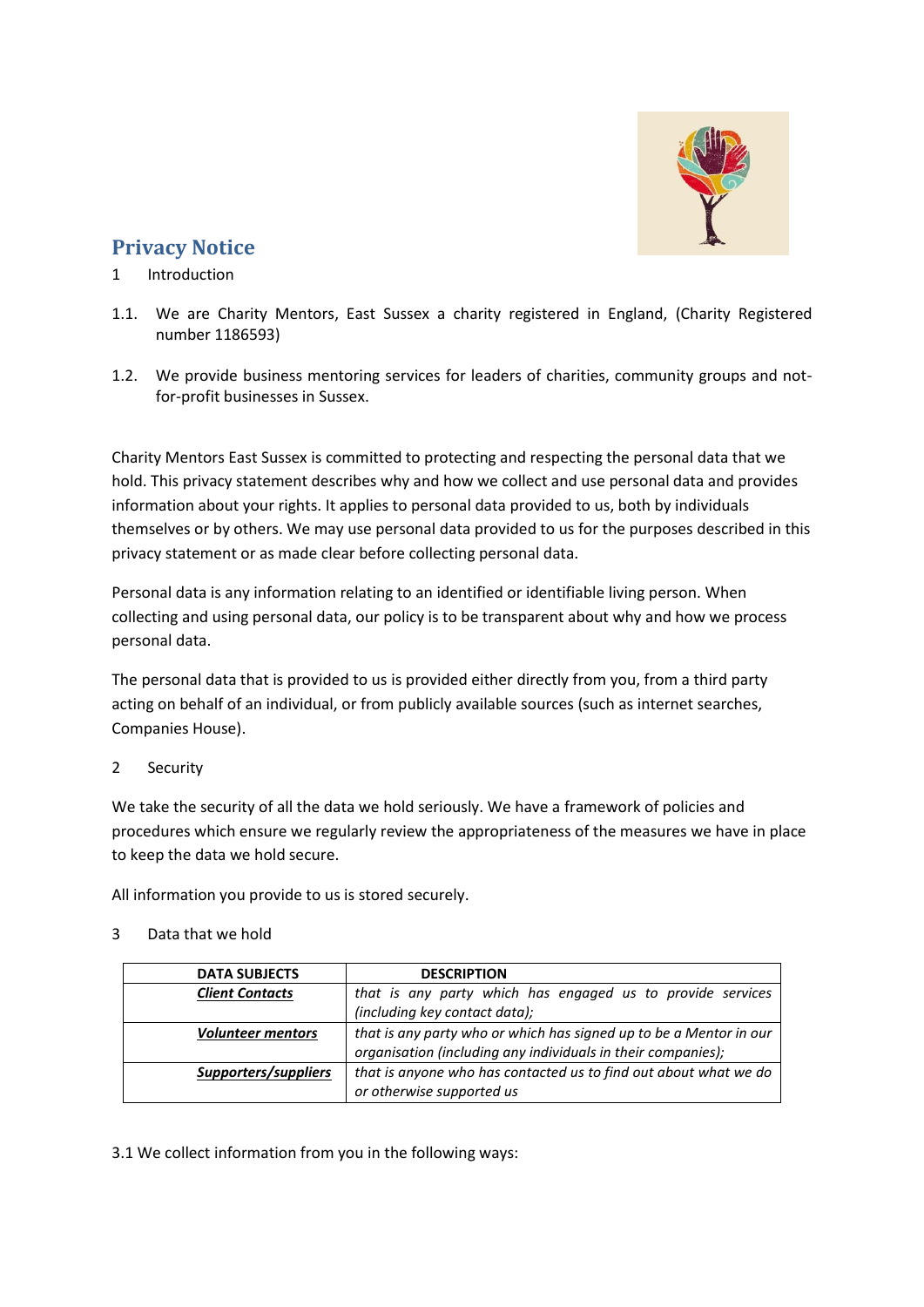# Privacy Notice

1 Introduction

1.1. We are Charity Mentors, East Sussex a charity registered in England, (Charity Registered number 1186593)

1.2. We provide business mentoring services for leaders of charities, community groups and not-for-profit businesses in Sussex.

Charity Mentors East Sussex is committed to protecting and respecting the personal data that we hold. This privacy statement describes why and how we collect and use personal data and provides information about your rights. It applies to personal data provided to us, both by individuals themselves or by others. We may use personal data provided to us for the purposes described in this privacy statement or as made clear before collecting personal data.

Personal data is any information relating to an identified or identifiable living person. When collecting and using personal data, our policy is to be transparent about why and how we process personal data.

The personal data that is provided to us is provided either directly from you, from a third party acting on behalf of an individual, or from publicly available sources (such as internet searches, Companies House).

2 Security

We take the security of all the data we hold seriously. We have a framework of policies and procedures which ensure we regularly review the appropriateness of the measures we have in place to keep the data we hold secure.

All information you provide to us is stored securely.

3 Data that we hold

| DATA SUBJECTS | DESCRIPTION |
|---|---|
| ***Client Contacts*** | *that is any party which has engaged us to provide services (including key contact data);* |
| ***Volunteer mentors*** | *that is any party who or which has signed up to be a Mentor in our organisation (including any individuals in their companies);* |
| ***Supporters/suppliers*** | *that is anyone who has contacted us to find out about what we do or otherwise supported us* |

3.1 We collect information from you in the following ways: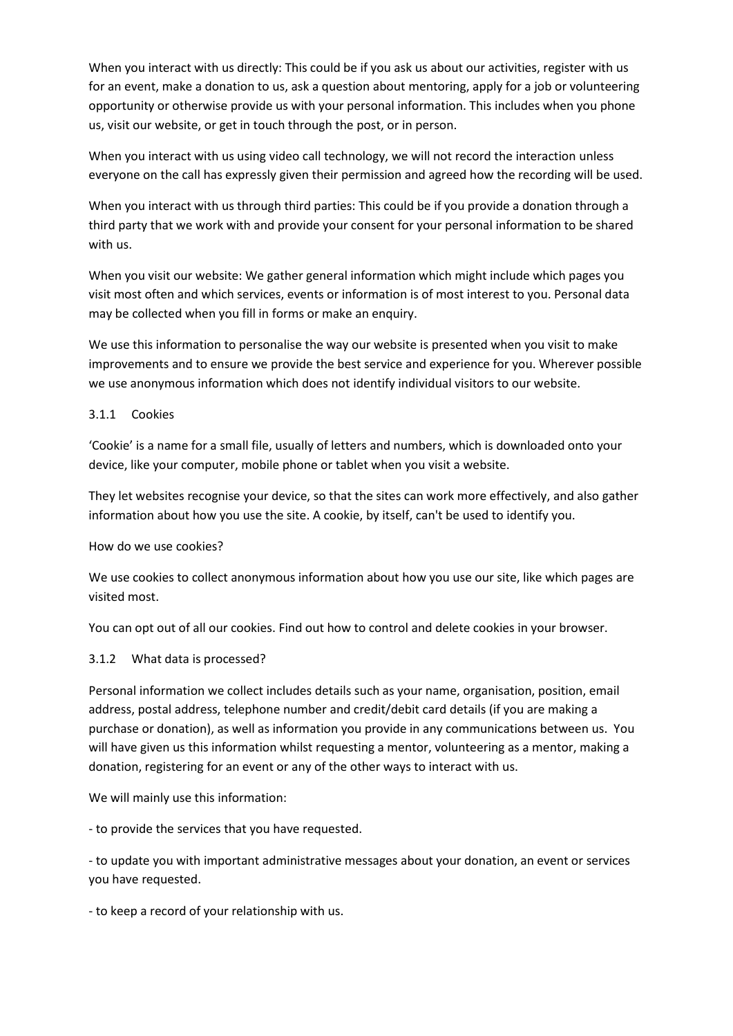When you interact with us directly: This could be if you ask us about our activities, register with us for an event, make a donation to us, ask a question about mentoring, apply for a job or volunteering opportunity or otherwise provide us with your personal information. This includes when you phone us, visit our website, or get in touch through the post, or in person.

When you interact with us using video call technology, we will not record the interaction unless everyone on the call has expressly given their permission and agreed how the recording will be used.

When you interact with us through third parties: This could be if you provide a donation through a third party that we work with and provide your consent for your personal information to be shared with us.

When you visit our website: We gather general information which might include which pages you visit most often and which services, events or information is of most interest to you. Personal data may be collected when you fill in forms or make an enquiry.

We use this information to personalise the way our website is presented when you visit to make improvements and to ensure we provide the best service and experience for you. Wherever possible we use anonymous information which does not identify individual visitors to our website.

### 3.1.1 Cookies

'Cookie' is a name for a small file, usually of letters and numbers, which is downloaded onto your device, like your computer, mobile phone or tablet when you visit a website.

They let websites recognise your device, so that the sites can work more effectively, and also gather information about how you use the site. A cookie, by itself, can't be used to identify you.

How do we use cookies?

We use cookies to collect anonymous information about how you use our site, like which pages are visited most.

You can opt out of all our cookies. Find out how to control and delete cookies in your browser.

### 3.1.2 What data is processed?

Personal information we collect includes details such as your name, organisation, position, email address, postal address, telephone number and credit/debit card details (if you are making a purchase or donation), as well as information you provide in any communications between us. You will have given us this information whilst requesting a mentor, volunteering as a mentor, making a donation, registering for an event or any of the other ways to interact with us.

We will mainly use this information:

- to provide the services that you have requested.

- to update you with important administrative messages about your donation, an event or services you have requested.

- to keep a record of your relationship with us.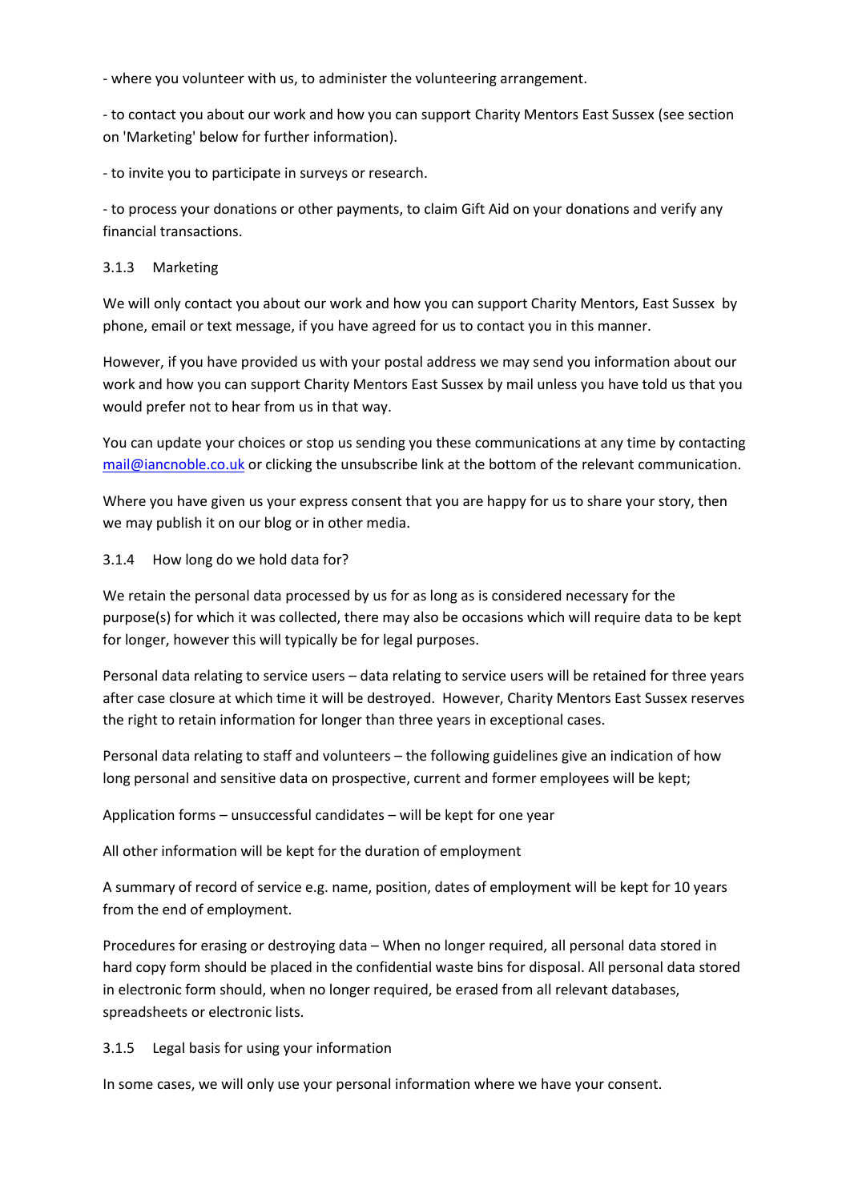- where you volunteer with us, to administer the volunteering arrangement.

- to contact you about our work and how you can support Charity Mentors East Sussex (see section on 'Marketing' below for further information).

- to invite you to participate in surveys or research.

- to process your donations or other payments, to claim Gift Aid on your donations and verify any financial transactions.

### 3.1.3 Marketing

We will only contact you about our work and how you can support Charity Mentors, East Sussex by phone, email or text message, if you have agreed for us to contact you in this manner.

However, if you have provided us with your postal address we may send you information about our work and how you can support Charity Mentors East Sussex by mail unless you have told us that you would prefer not to hear from us in that way.

You can update your choices or stop us sending you these communications at any time by contacting mail@iancnoble.co.uk or clicking the unsubscribe link at the bottom of the relevant communication.

Where you have given us your express consent that you are happy for us to share your story, then we may publish it on our blog or in other media.

### 3.1.4 How long do we hold data for?

We retain the personal data processed by us for as long as is considered necessary for the purpose(s) for which it was collected, there may also be occasions which will require data to be kept for longer, however this will typically be for legal purposes.

Personal data relating to service users – data relating to service users will be retained for three years after case closure at which time it will be destroyed. However, Charity Mentors East Sussex reserves the right to retain information for longer than three years in exceptional cases.

Personal data relating to staff and volunteers – the following guidelines give an indication of how long personal and sensitive data on prospective, current and former employees will be kept;

Application forms – unsuccessful candidates – will be kept for one year

All other information will be kept for the duration of employment

A summary of record of service e.g. name, position, dates of employment will be kept for 10 years from the end of employment.

Procedures for erasing or destroying data – When no longer required, all personal data stored in hard copy form should be placed in the confidential waste bins for disposal. All personal data stored in electronic form should, when no longer required, be erased from all relevant databases, spreadsheets or electronic lists.

### 3.1.5 Legal basis for using your information

In some cases, we will only use your personal information where we have your consent.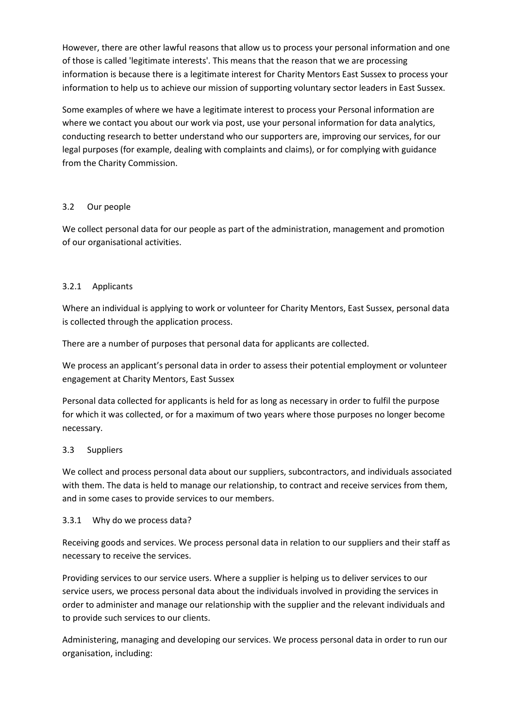However, there are other lawful reasons that allow us to process your personal information and one of those is called 'legitimate interests'. This means that the reason that we are processing information is because there is a legitimate interest for Charity Mentors East Sussex to process your information to help us to achieve our mission of supporting voluntary sector leaders in East Sussex.

Some examples of where we have a legitimate interest to process your Personal information are where we contact you about our work via post, use your personal information for data analytics, conducting research to better understand who our supporters are, improving our services, for our legal purposes (for example, dealing with complaints and claims), or for complying with guidance from the Charity Commission.

### 3.2 Our people

We collect personal data for our people as part of the administration, management and promotion of our organisational activities.

#### 3.2.1 Applicants

Where an individual is applying to work or volunteer for Charity Mentors, East Sussex, personal data is collected through the application process.

There are a number of purposes that personal data for applicants are collected.

We process an applicant's personal data in order to assess their potential employment or volunteer engagement at Charity Mentors, East Sussex

Personal data collected for applicants is held for as long as necessary in order to fulfil the purpose for which it was collected, or for a maximum of two years where those purposes no longer become necessary.

### 3.3 Suppliers

We collect and process personal data about our suppliers, subcontractors, and individuals associated with them. The data is held to manage our relationship, to contract and receive services from them, and in some cases to provide services to our members.

#### 3.3.1 Why do we process data?

Receiving goods and services. We process personal data in relation to our suppliers and their staff as necessary to receive the services.

Providing services to our service users. Where a supplier is helping us to deliver services to our service users, we process personal data about the individuals involved in providing the services in order to administer and manage our relationship with the supplier and the relevant individuals and to provide such services to our clients.

Administering, managing and developing our services. We process personal data in order to run our organisation, including: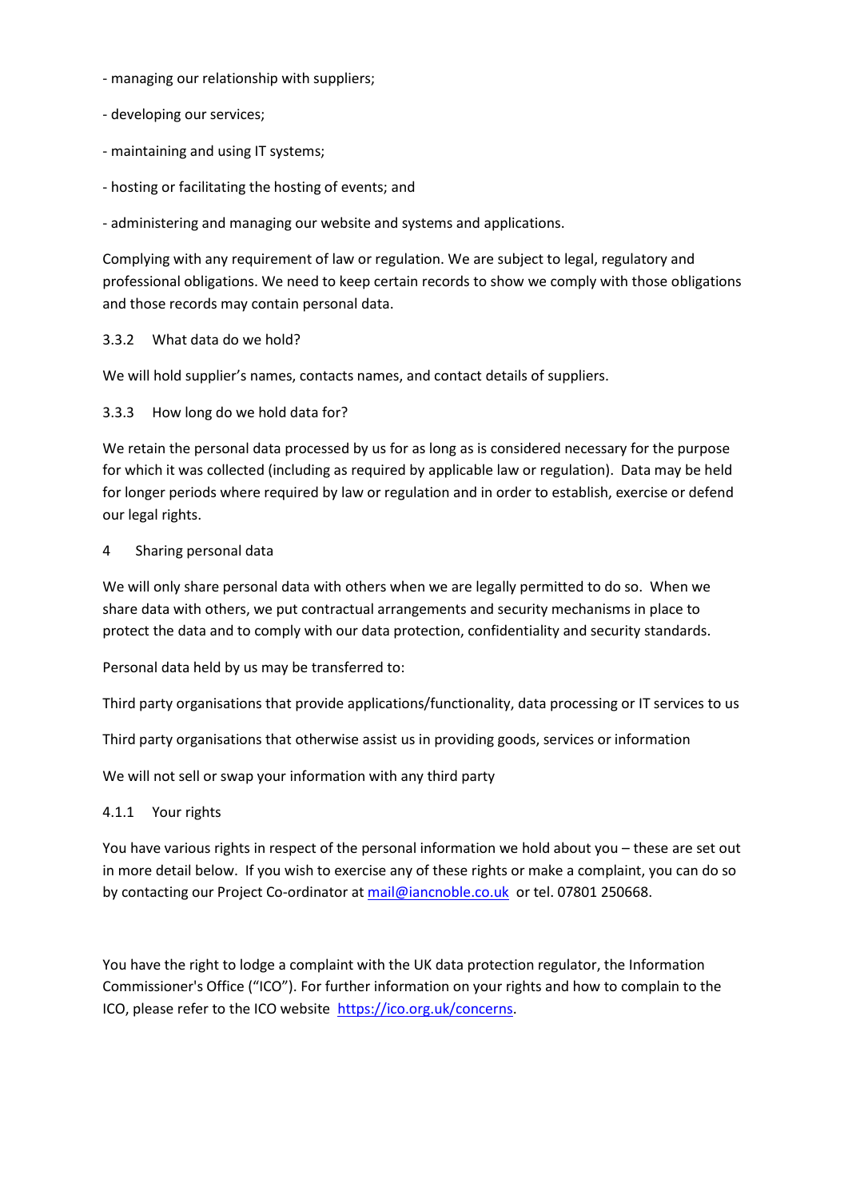- managing our relationship with suppliers;

- developing our services;

- maintaining and using IT systems;

- hosting or facilitating the hosting of events; and

- administering and managing our website and systems and applications.

Complying with any requirement of law or regulation. We are subject to legal, regulatory and professional obligations. We need to keep certain records to show we comply with those obligations and those records may contain personal data.

### 3.3.2 What data do we hold?

We will hold supplier's names, contacts names, and contact details of suppliers.

### 3.3.3 How long do we hold data for?

We retain the personal data processed by us for as long as is considered necessary for the purpose for which it was collected (including as required by applicable law or regulation). Data may be held for longer periods where required by law or regulation and in order to establish, exercise or defend our legal rights.

## 4 Sharing personal data

We will only share personal data with others when we are legally permitted to do so. When we share data with others, we put contractual arrangements and security mechanisms in place to protect the data and to comply with our data protection, confidentiality and security standards.

Personal data held by us may be transferred to:

Third party organisations that provide applications/functionality, data processing or IT services to us

Third party organisations that otherwise assist us in providing goods, services or information

We will not sell or swap your information with any third party

### 4.1.1 Your rights

You have various rights in respect of the personal information we hold about you – these are set out in more detail below. If you wish to exercise any of these rights or make a complaint, you can do so by contacting our Project Co-ordinator at mail@iancnoble.co.uk or tel. 07801 250668.

You have the right to lodge a complaint with the UK data protection regulator, the Information Commissioner's Office ("ICO"). For further information on your rights and how to complain to the ICO, please refer to the ICO website https://ico.org.uk/concerns.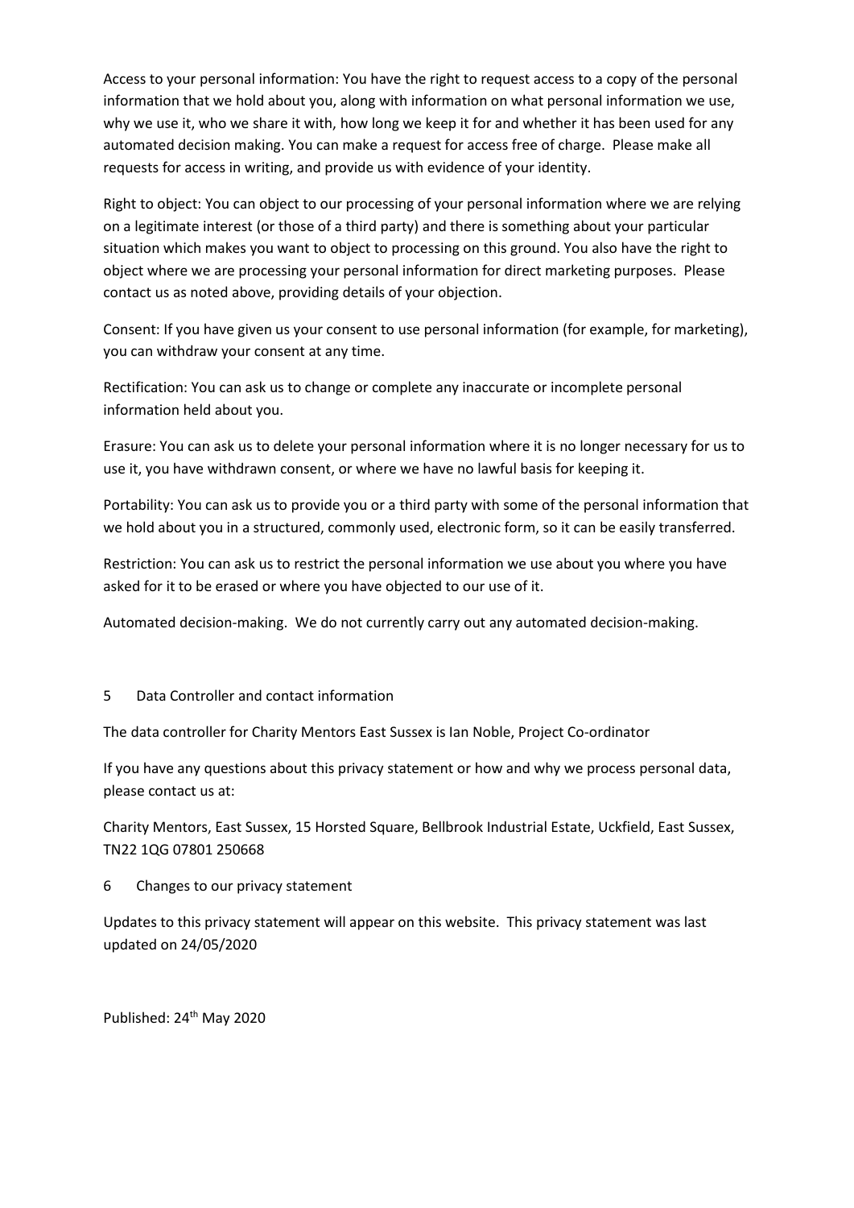Access to your personal information: You have the right to request access to a copy of the personal information that we hold about you, along with information on what personal information we use, why we use it, who we share it with, how long we keep it for and whether it has been used for any automated decision making. You can make a request for access free of charge. Please make all requests for access in writing, and provide us with evidence of your identity.

Right to object: You can object to our processing of your personal information where we are relying on a legitimate interest (or those of a third party) and there is something about your particular situation which makes you want to object to processing on this ground. You also have the right to object where we are processing your personal information for direct marketing purposes. Please contact us as noted above, providing details of your objection.

Consent: If you have given us your consent to use personal information (for example, for marketing), you can withdraw your consent at any time.

Rectification: You can ask us to change or complete any inaccurate or incomplete personal information held about you.

Erasure: You can ask us to delete your personal information where it is no longer necessary for us to use it, you have withdrawn consent, or where we have no lawful basis for keeping it.

Portability: You can ask us to provide you or a third party with some of the personal information that we hold about you in a structured, commonly used, electronic form, so it can be easily transferred.

Restriction: You can ask us to restrict the personal information we use about you where you have asked for it to be erased or where you have objected to our use of it.

Automated decision-making. We do not currently carry out any automated decision-making.

## 5 Data Controller and contact information

The data controller for Charity Mentors East Sussex is Ian Noble, Project Co-ordinator

If you have any questions about this privacy statement or how and why we process personal data, please contact us at:

Charity Mentors, East Sussex, 15 Horsted Square, Bellbrook Industrial Estate, Uckfield, East Sussex, TN22 1QG 07801 250668

## 6 Changes to our privacy statement

Updates to this privacy statement will appear on this website. This privacy statement was last updated on 24/05/2020

Published: 24th May 2020